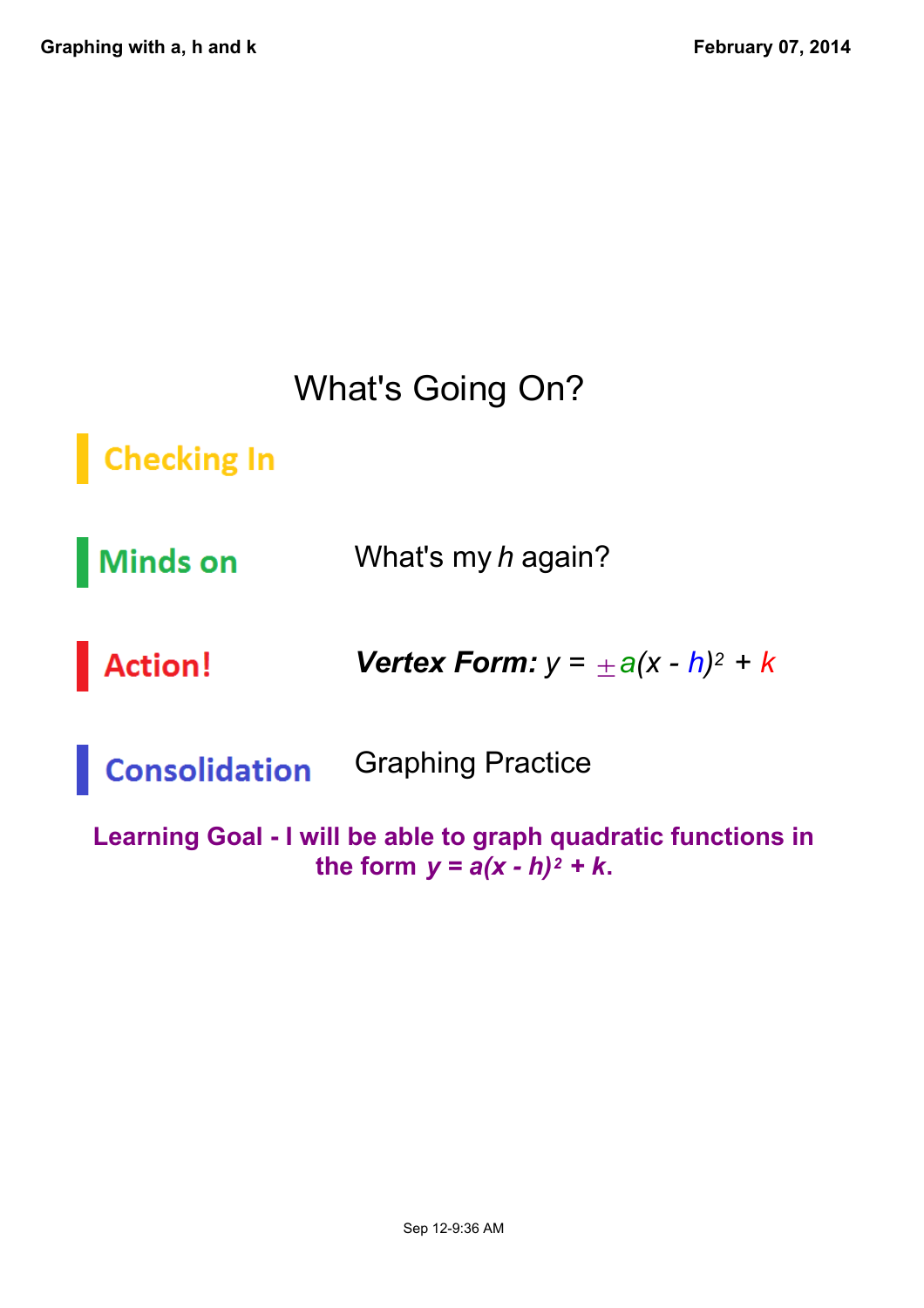# What's Going On?

**Checking In**

**Minds on** — What's my $h$ again?

**Action!** — ***Vertex Form:*** $y = \pm a(x - h)^2 + k$

**Consolidation** — Graphing Practice

**Learning Goal - I will be able to graph quadratic functions in the form $y = a(x - h)^2 + k$.**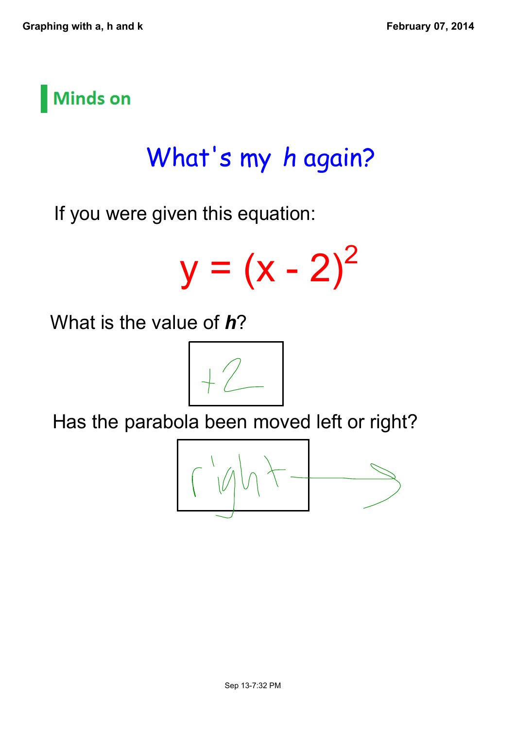## Minds on

# What's my *h* again?

If you were given this equation:

$$y = (x - 2)^2$$

What is the value of ***h***?

+2

Has the parabola been moved left or right?

right →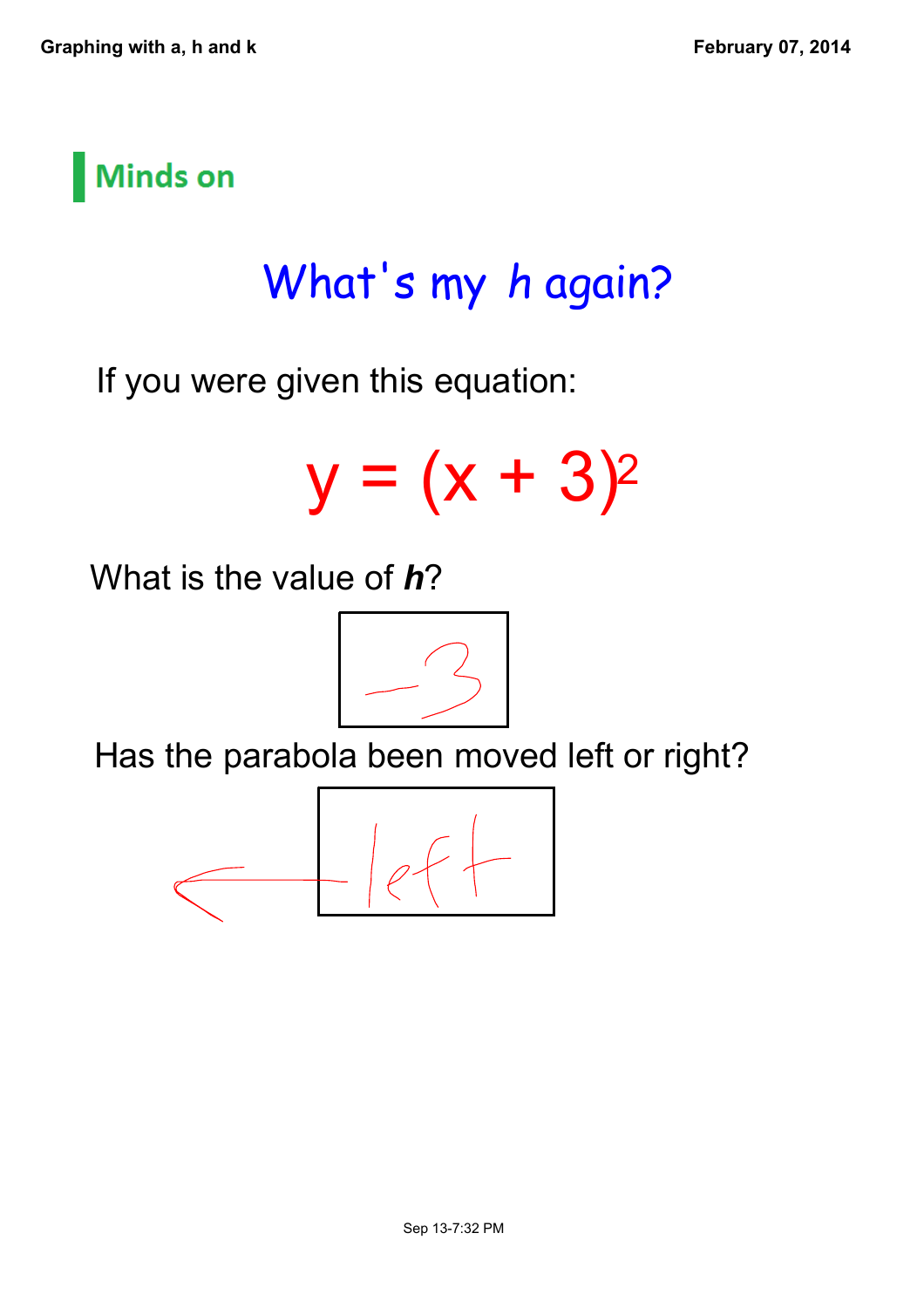## Minds on

# What's my *h* again?

If you were given this equation:

$$y = (x + 3)^2$$

What is the value of ***h***?

-3

Has the parabola been moved left or right?

← left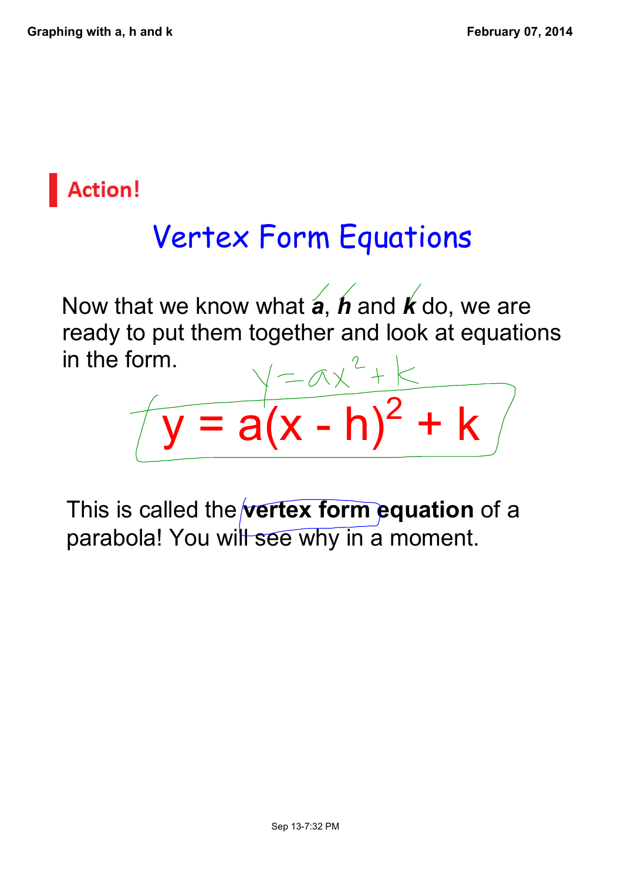## Action!

# Vertex Form Equations

Now that we know what ***a***, ***h*** and ***k*** do, we are ready to put them together and look at equations in the form.

$y = ax^2 + k$

$$y = a(x - h)^2 + k$$

This is called the **vertex form equation** of a parabola! You will see why in a moment.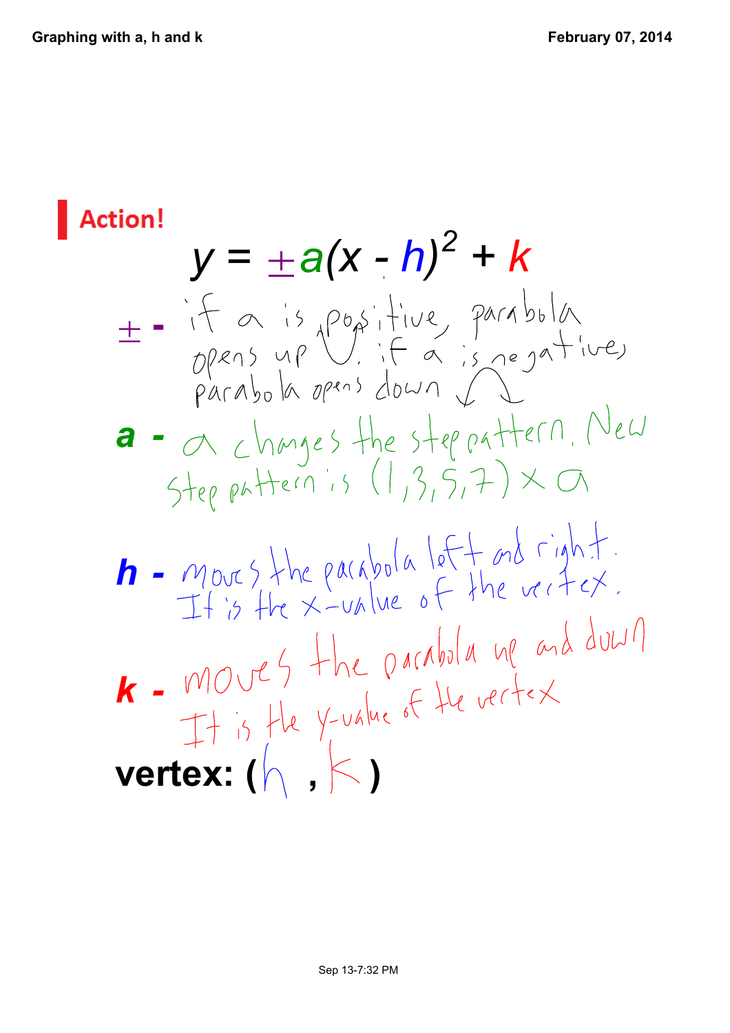## Action!

$$y = \pm a(x - h)^2 + k$$

**$\pm$ -** if a is positive, parabola opens up ∪. if a is negative, parabola opens down ∩

**a -** a changes the step pattern. New step pattern is $(1, 3, 5, 7) \times a$

**h -** moves the parabola left and right. It is the x-value of the vertex.

**k -** moves the parabola up and down. It is the y-value of the vertex

**vertex: (** h **,** k **)**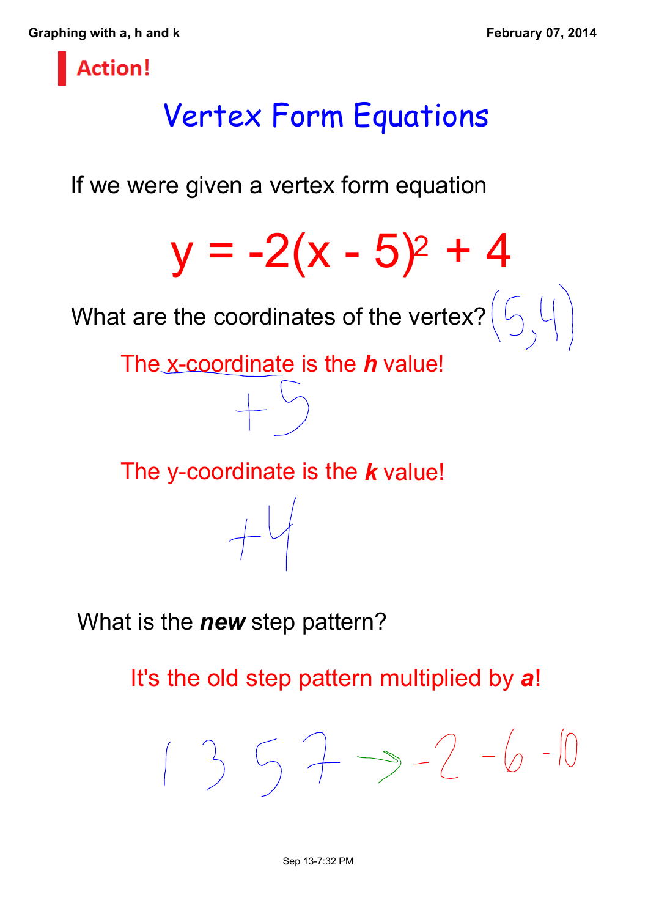**Action!**

# Vertex Form Equations

If we were given a vertex form equation

$$y = -2(x - 5)^2 + 4$$

What are the coordinates of the vertex? (5, 4)

The x-coordinate is the ***h*** value!

+5

The y-coordinate is the ***k*** value!

+4

What is the ***new*** step pattern?

It's the old step pattern multiplied by ***a***!

1 3 5 7 → -2 -6 -10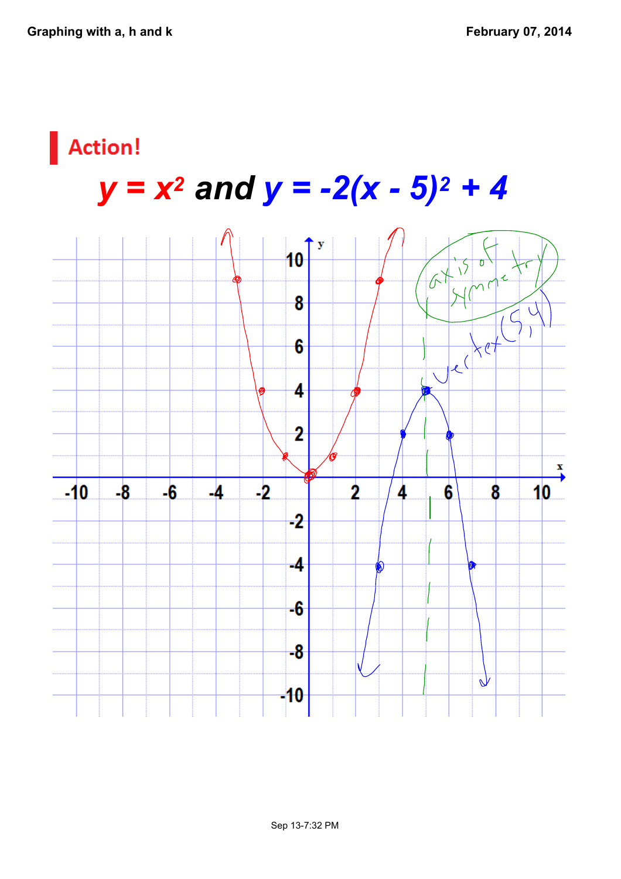## Action!

$y = x^2$ and $y = -2(x - 5)^2 + 4$

axis of symmetry

vertex $(5,4)$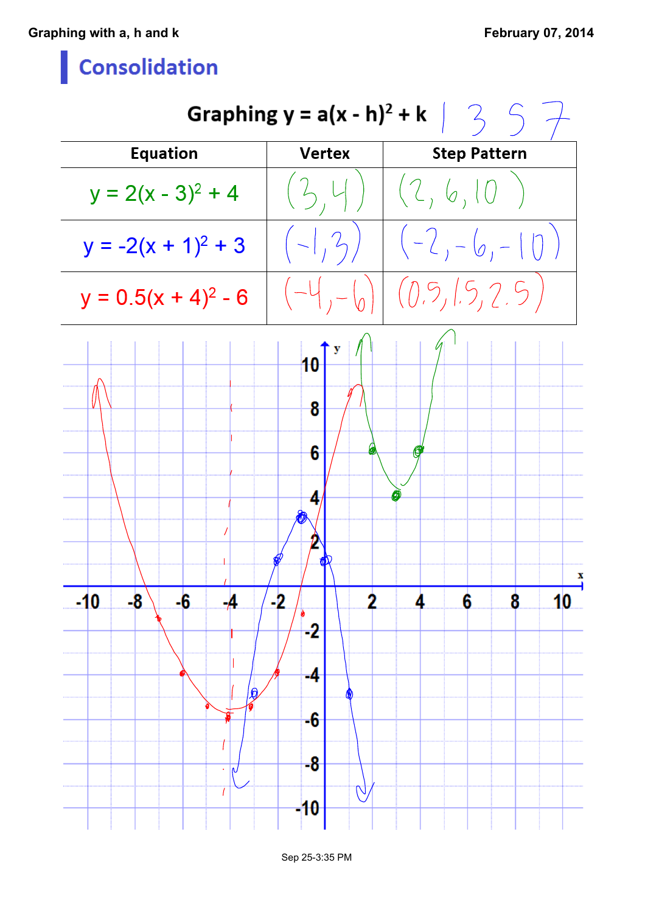# Consolidation

## Graphing $y = a(x - h)^2 + k$   1 3 5 7

| Equation | Vertex | Step Pattern |
|---|---|---|
| $y = 2(x - 3)^2 + 4$ | (3, 4) | (2, 6, 10) |
| $y = -2(x + 1)^2 + 3$ | (-1, 3) | (-2, -6, -10) |
| $y = 0.5(x + 4)^2 - 6$ | (-4, -6) | (0.5, 1.5, 2.5) |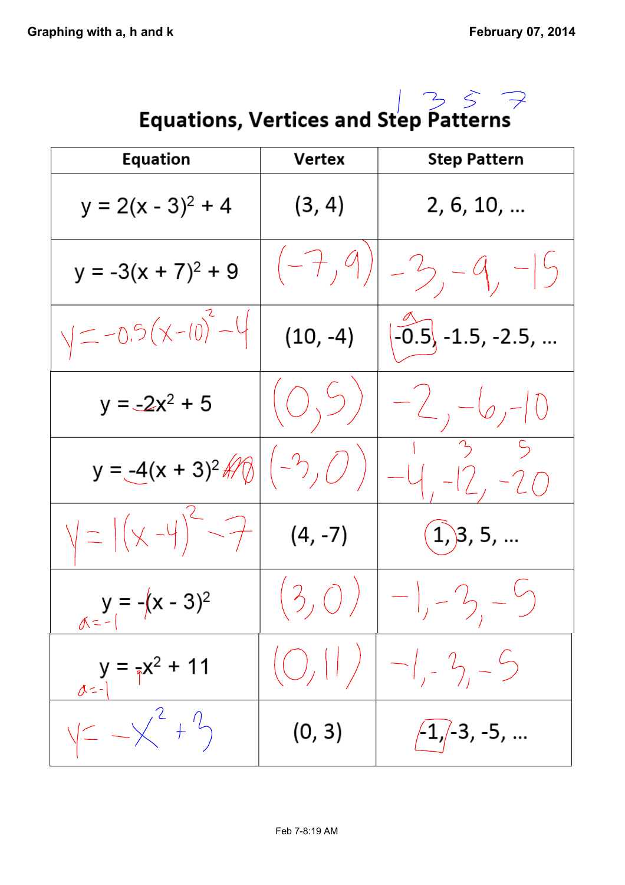# Equations, Vertices and Step Patterns

1 3 5 7

| Equation | Vertex | Step Pattern |
|---|---|---|
| $y = 2(x - 3)^2 + 4$ | (3, 4) | 2, 6, 10, ... |
| $y = -3(x + 7)^2 + 9$ | (-7, 9) | -3, -9, -15 |
| $y = -0.5(x - 10)^2 - 4$ | (10, -4) | -0.5, -1.5, -2.5, ... |
| $y = -2x^2 + 5$ | (0, 5) | -2, -6, -10 |
| $y = -4(x + 3)^2 + 0$ | (-3, 0) | -4, -12, -20 |
| $y = 1(x - 4)^2 - 7$ | (4, -7) | 1, 3, 5, ... |
| $y = -(x - 3)^2$ $a = -1$ | (3, 0) | -1, -3, -5 |
| $y = -x^2 + 11$ $a = -1$ | (0, 11) | -1, -3, -5 |
| $y = -x^2 + 3$ | (0, 3) | -1, -3, -5, ... |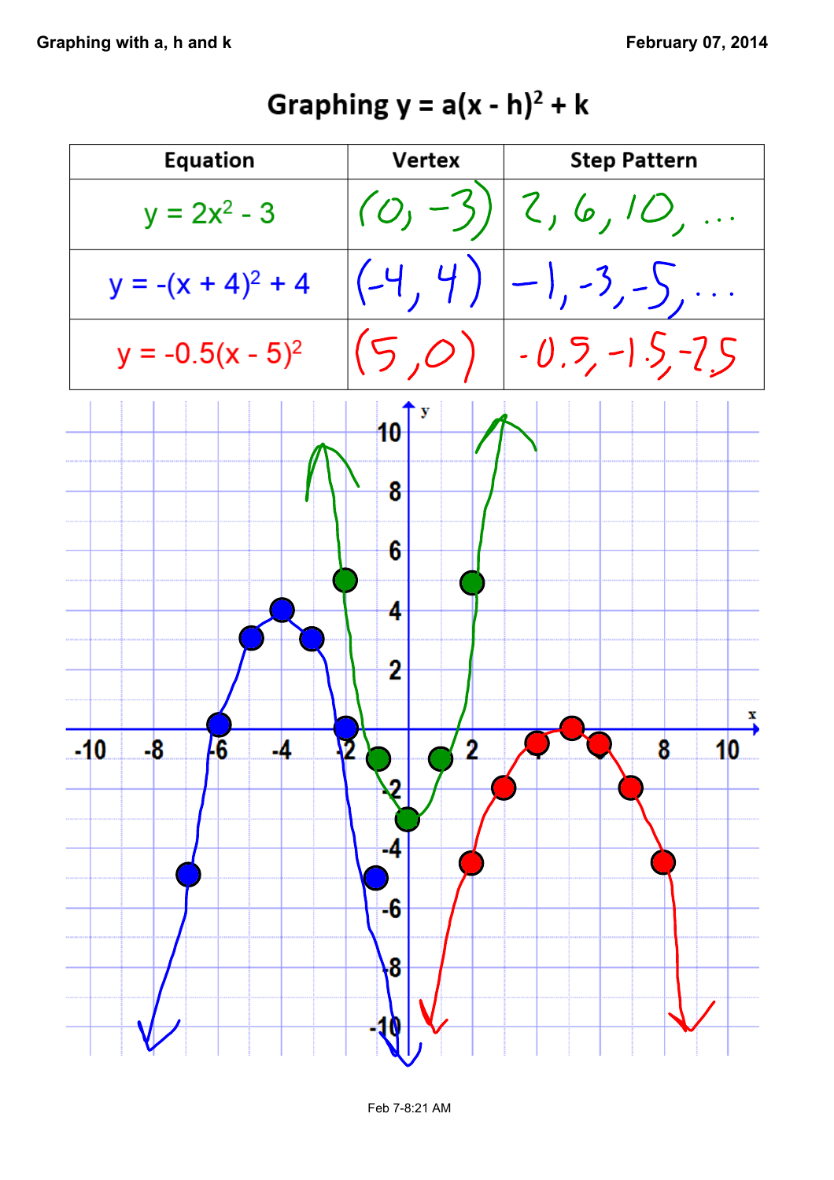# Graphing $y = a(x - h)^2 + k$

| Equation | Vertex | Step Pattern |
|---|---|---|
| $y = 2x^2 - 3$ | $(0, -3)$ | 2, 6, 10, ... |
| $y = -(x + 4)^2 + 4$ | $(-4, 4)$ | −1, −3, −5, ... |
| $y = -0.5(x - 5)^2$ | $(5, 0)$ | −0.5, −1.5, −2.5 |

y

x

10

8

6

4

2

-2

-4

-6

-8

-10

-10 -8 -6 -4 -2 2 4 6 8 10

Feb 7-8:21 AM